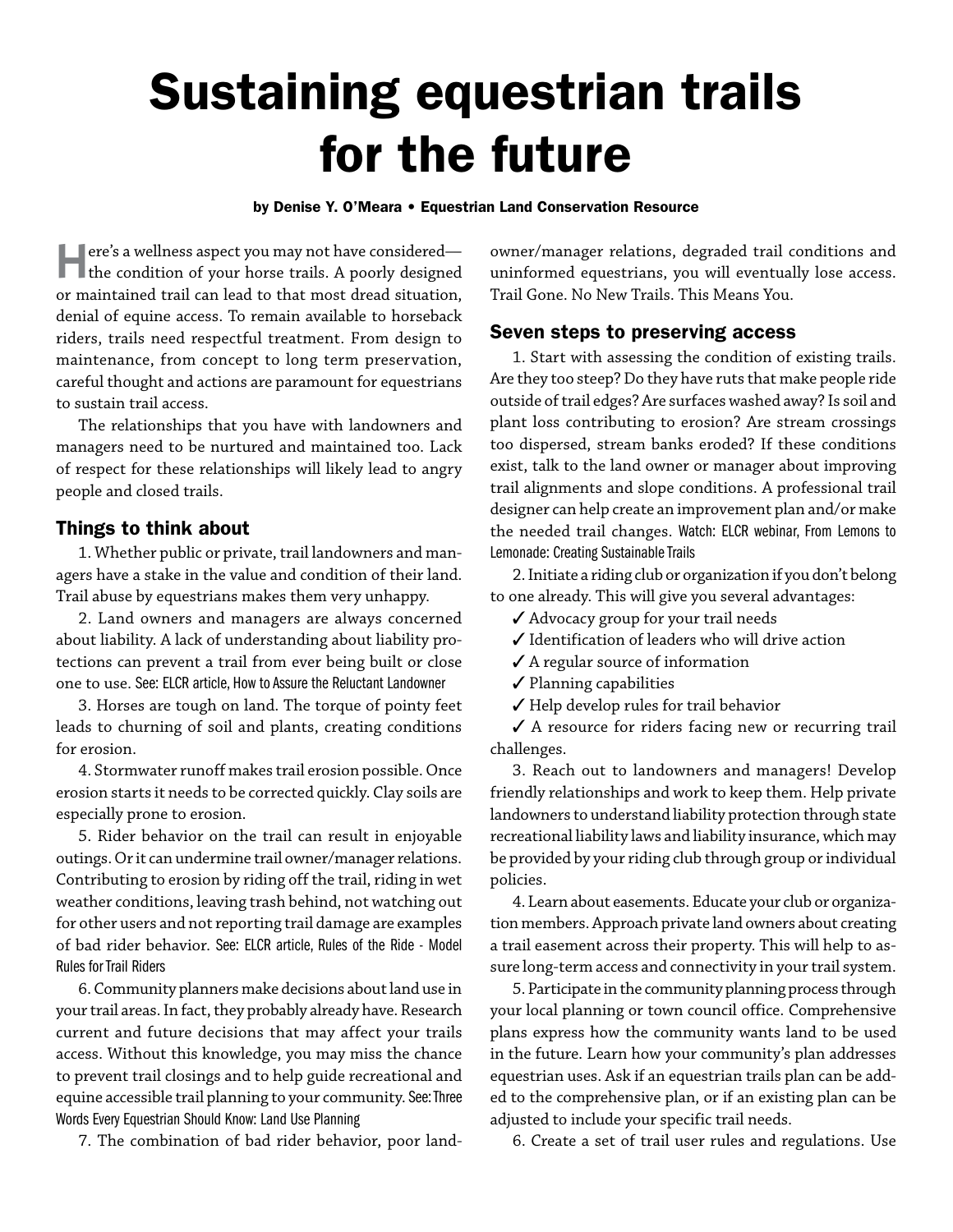# Sustaining equestrian trails for the future

**by Denise Y. O'Meara • Equestrian Land Conservation Resource**

Here's a wellness aspect you may not have considered—the condition of your horse trails. A poorly designed or maintained trail can lead to that most dread situation, denial of equine access. To remain available to horseback riders, trails need respectful treatment. From design to maintenance, from concept to long term preservation, careful thought and actions are paramount for equestrians to sustain trail access.

The relationships that you have with landowners and managers need to be nurtured and maintained too. Lack of respect for these relationships will likely lead to angry people and closed trails.

## Things to think about

1. Whether public or private, trail landowners and managers have a stake in the value and condition of their land. Trail abuse by equestrians makes them very unhappy.

2. Land owners and managers are always concerned about liability. A lack of understanding about liability protections can prevent a trail from ever being built or close one to use. See: ELCR article, How to Assure the Reluctant Landowner

3. Horses are tough on land. The torque of pointy feet leads to churning of soil and plants, creating conditions for erosion.

4. Stormwater runoff makes trail erosion possible. Once erosion starts it needs to be corrected quickly. Clay soils are especially prone to erosion.

5. Rider behavior on the trail can result in enjoyable outings. Or it can undermine trail owner/manager relations. Contributing to erosion by riding off the trail, riding in wet weather conditions, leaving trash behind, not watching out for other users and not reporting trail damage are examples of bad rider behavior. See: ELCR article, Rules of the Ride - Model Rules for Trail Riders

6. Community planners make decisions about land use in your trail areas. In fact, they probably already have. Research current and future decisions that may affect your trails access. Without this knowledge, you may miss the chance to prevent trail closings and to help guide recreational and equine accessible trail planning to your community. See: Three Words Every Equestrian Should Know: Land Use Planning

7. The combination of bad rider behavior, poor landowner/manager relations, degraded trail conditions and uninformed equestrians, you will eventually lose access. Trail Gone. No New Trails. This Means You.

## Seven steps to preserving access

1. Start with assessing the condition of existing trails. Are they too steep? Do they have ruts that make people ride outside of trail edges? Are surfaces washed away? Is soil and plant loss contributing to erosion? Are stream crossings too dispersed, stream banks eroded? If these conditions exist, talk to the land owner or manager about improving trail alignments and slope conditions. A professional trail designer can help create an improvement plan and/or make the needed trail changes. Watch: ELCR webinar, From Lemons to Lemonade: Creating Sustainable Trails

2. Initiate a riding club or organization if you don't belong to one already. This will give you several advantages:

- ✓ Advocacy group for your trail needs
- ✓ Identification of leaders who will drive action
- ✓ A regular source of information
- ✓ Planning capabilities
- ✓ Help develop rules for trail behavior
- ✓ A resource for riders facing new or recurring trail challenges.

3. Reach out to landowners and managers! Develop friendly relationships and work to keep them. Help private landowners to understand liability protection through state recreational liability laws and liability insurance, which may be provided by your riding club through group or individual policies.

4. Learn about easements. Educate your club or organization members. Approach private land owners about creating a trail easement across their property. This will help to assure long-term access and connectivity in your trail system.

5. Participate in the community planning process through your local planning or town council office. Comprehensive plans express how the community wants land to be used in the future. Learn how your community's plan addresses equestrian uses. Ask if an equestrian trails plan can be added to the comprehensive plan, or if an existing plan can be adjusted to include your specific trail needs.

6. Create a set of trail user rules and regulations. Use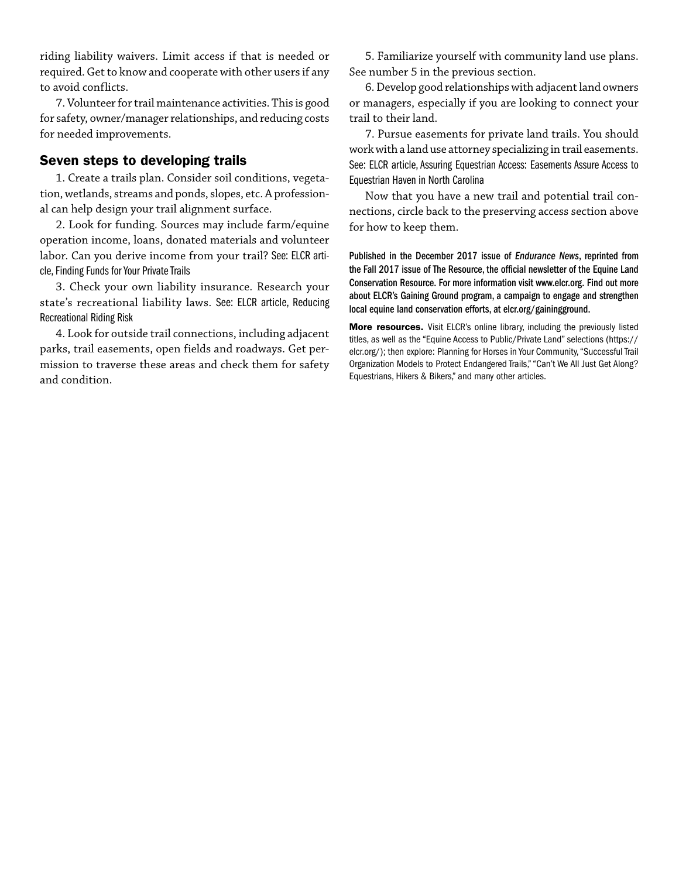riding liability waivers. Limit access if that is needed or required. Get to know and cooperate with other users if any to avoid conflicts.

7. Volunteer for trail maintenance activities. This is good for safety, owner/manager relationships, and reducing costs for needed improvements.

## Seven steps to developing trails

1. Create a trails plan. Consider soil conditions, vegetation, wetlands, streams and ponds, slopes, etc. A professional can help design your trail alignment surface.

2. Look for funding. Sources may include farm/equine operation income, loans, donated materials and volunteer labor. Can you derive income from your trail? See: ELCR article, Finding Funds for Your Private Trails

3. Check your own liability insurance. Research your state's recreational liability laws. See: ELCR article, Reducing Recreational Riding Risk

4. Look for outside trail connections, including adjacent parks, trail easements, open fields and roadways. Get permission to traverse these areas and check them for safety and condition.

5. Familiarize yourself with community land use plans. See number 5 in the previous section.

6. Develop good relationships with adjacent land owners or managers, especially if you are looking to connect your trail to their land.

7. Pursue easements for private land trails. You should work with a land use attorney specializing in trail easements. See: ELCR article, Assuring Equestrian Access: Easements Assure Access to Equestrian Haven in North Carolina

Now that you have a new trail and potential trail connections, circle back to the preserving access section above for how to keep them.

**Published in the December 2017 issue of *Endurance News*, reprinted from the Fall 2017 issue of The Resource, the official newsletter of the Equine Land Conservation Resource. For more information visit www.elcr.org. Find out more about ELCR's Gaining Ground program, a campaign to engage and strengthen local equine land conservation efforts, at elcr.org/gainingground.**

**More resources.** Visit ELCR's online library, including the previously listed titles, as well as the "Equine Access to Public/Private Land" selections (https://elcr.org/); then explore: Planning for Horses in Your Community, "Successful Trail Organization Models to Protect Endangered Trails," "Can't We All Just Get Along? Equestrians, Hikers & Bikers," and many other articles.